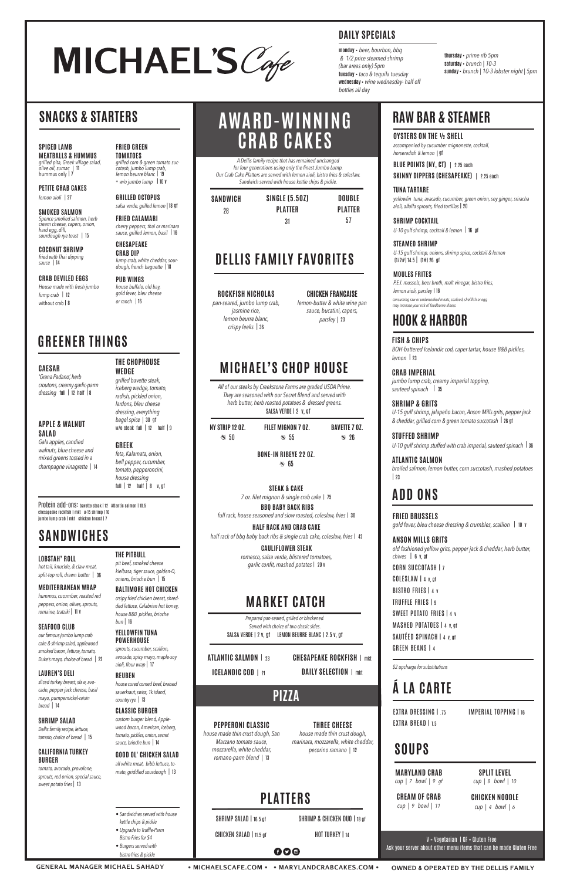# MICHAEL'S Cafe

## DAILY SPECIALS

**monday** • *beer, bourbon, bbq & 1/2 price steamed shrimp (bar areas only) 5pm*
**tuesday** • *taco & tequila tuesday*
**wednesday** • *wine wednesday- half off bottles all day*
**thursday** • *prime rib 5pm*
**saturday** • *brunch | 10-3*
**sunday** • *brunch | 10-3 lobster night | 5pm*

## SNACKS & STARTERS

**SPICED LAMB MEATBALLS & HUMMUS**
*grilled pita, Greek village salad, olive oil, sumac* | 11
hummus only | 7

**PETITE CRAB CAKES**
*lemon aioli* | 27

**SMOKED SALMON**
*Spence smoked salmon, herb cream cheese, capers, onion, hard egg, dill, sourdough rye toast* | 15

**COCONUT SHRIMP**
*fried with Thai dipping sauce* | 14

**CRAB DEVILED EGGS**
*House made with fresh jumbo lump crab* | 12
without crab | 8

**FRIED GREEN TOMATOES**
*grilled corn & green tomato succotash, jumbo lump crab, lemon beurre blanc* | 19
+ *w/o jumbo lump* | 10 v

**GRILLED OCTOPUS**
*salsa verde, grilled lemon* | 18 gf

**FRIED CALAMARI**
*cherry peppers, thai or marinara sauce, grilled lemon, basil* | 16

**CHESAPEAKE CRAB DIP**
*lump crab, white cheddar, sourdough, french baguette* | 18

**PUB WINGS**
*house buffalo, old bay, gold fever, bleu cheese or ranch* | 16

## GREENER THINGS

**CAESAR**
*'Grana Padano', herb croutons, creamy garlic-parm dressing* full | 12 half | 8

**APPLE & WALNUT SALAD**
*Gala apples, candied walnuts, blue cheese and mixed greens tossed in a champagne vinagrette* | 14

**THE CHOPHOUSE WEDGE**
*grilled bavette steak, iceberg wedge, tomato, radish, pickled onion, lardons, bleu cheese dressing, everything bagel spice* | 30 gf
w/o steak full | 12 half | 9

**GREEK**
*feta, Kalamata, onion, bell pepper, cucumber, tomato, pepperoncini, house dressing*
full | 12 half | 8 v, gf

Protein add-ons: bavette steak | 12 Atlantic salmon | 10.5 chesapeake rockfish | mkt u-15 shrimp | 10 jumbo lump crab | mkt chicken breast | 7

## SANDWICHES

**LOBSTAH' ROLL**
*hot tail, knuckle, & claw meat, split-top roll, drawn butter* | 36

**MEDITERRANEAN WRAP**
*hummus, cucumber, roasted red peppers, onion, olives, sprouts, romaine, tzatziki* | 11 v

**SEAFOOD CLUB**
*our famous jumbo lump crab cake & shrimp salad, applewood smoked bacon, lettuce, tomato, Duke's mayo, choice of bread* | 22

**LAUREN'S DELI**
*sliced turkey breast, slaw, avocado, pepper jack cheese, basil mayo, pumpernickel-raisin bread* | 14

**SHRIMP SALAD**
*Dellis family recipe, lettuce, tomato, choice of bread* | 15

**CALIFORNIA TURKEY BURGER**
*tomato, avocado, provolone, sprouts, red onion, special sauce, sweet potato fries* | 13

**THE PITBULL**
*pit beef, smoked cheese kielbasa, tiger sauce, golden-Q, onions, brioche bun* | 15

**BALTIMORE HOT CHICKEN**
*crsipy fried chicken breast, shredded lettuce, Calabrian hot honey, house B&B pickles, brioche bun* | 16

**YELLOWFIN TUNA POWERHOUSE**
*sprouts, cucumber, scallion, avocado, spicy mayo, maple-soy aioli, flour wrap* | 17

**REUBEN**
*house cured corned beef, braised sauerkraut, swiss, 1k island, country rye* | 13

**CLASSIC BURGER**
*custom burger blend, Applewood bacon, American, iceberg, tomato, pickles, onion, secret sauce, brioche bun* | 14

**GOOD OL' CHICKEN SALAD**
*all white meat, bibb lettuce, tomato, griddled sourdough* | 13

- *Sandwiches served with house kettle chips & pickle*
- *Upgrade to Truffle-Parm Bistro Fries for $4*
- *Burgers served with bistro fries & pickle*

## AWARD-WINNING CRAB CAKES

*A Dellis family recipe that has remained unchanged for four generations using only the finest Jumbo Lump. Our Crab Cake Platters are served with lemon aioli, bistro fries & coleslaw. Sandwich served with house kettle chips & pickle.*

| SANDWICH | SINGLE (5.5OZ) PLATTER | DOUBLE PLATTER |
|---|---|---|
| 28 | 31 | 57 |

## DELLIS FAMILY FAVORITES

**ROCKFISH NICHOLAS**
*pan-seared, jumbo lump crab, jasmine rice, lemon beurre blanc, crispy leeks* | 36

**CHICKEN FRANCAISE**
*lemon-butter & white wine pan sauce, bucatini, capers, parsley* | 23

## MICHAEL'S CHOP HOUSE

*All of our steaks by Creekstone Farms are graded USDA Prime. They are seasoned with our Secret Blend and served with herb butter, herb roasted potatoes & dressed greens.*
SALSA VERDE | 2 v, gf

**NY STRIP 12 OZ.** 50
**FILET MIGNON 7 OZ.** 55
**BAVETTE 7 OZ.** 26
**BONE-IN RIBEYE 22 OZ.** 65

**STEAK & CAKE**
*7 oz. filet mignon & single crab cake* | 75

**BBQ BABY BACK RIBS**
*full rack, house seasoned and slow roasted, coleslaw, fries* | 30

**HALF RACK AND CRAB CAKE**
*half rack of bbq baby back ribs & single crab cake, coleslaw, fries* | 42

**CAULIFLOWER STEAK**
*romesco, salsa verde, blistered tomatoes, garlic confit, mashed potates* | 20 v

## MARKET CATCH

*Prepared pan-seared, grilled or blackened. Served with choice of two classic sides.*
SALSA VERDE | 2 v, gf LEMON BEURRE BLANC | 2.5 v, gf

ATLANTIC SALMON | 23
CHESAPEAKE ROCKFISH | mkt
ICELANDIC COD | 21
DAILY SELECTION | mkt

## PIZZA

**PEPPERONI CLASSIC**
*house made thin crust dough, San Marzano tomato sauce, mozzarella, white cheddar, romano-parm blend* | 13

**THREE CHEESE**
*house made thin crust dough, marinara, mozzarella, white cheddar, pecorino ramano* | 12

## PLATTERS

SHRIMP SALAD | 16.5 gf
SHRIMP & CHICKEN DUO | 18 gf
CHICKEN SALAD | 11.5 gf
HOT TURKEY | 14

## RAW BAR & STEAMER

**OYSTERS ON THE ½ SHELL**
*accompanied by cucumber mignonette, cocktail, horseradish & lemon* | gf

**BLUE POINTS (NY, CT)** | 2.25 each
**SKINNY DIPPERS (CHESAPEAKE)** | 2.25 each

**TUNA TARTARE**
*yellowfin tuna, avacado, cucumber, green onion, soy ginger, sriracha aioli, alfalfa sprouts, fried tortillas* | 20

**SHRIMP COCKTAIL**
*U-10 gulf shrimp, cocktail & lemon* | 16 gf

**STEAMED SHRIMP**
*U-15 gulf shrimp, shrimp spice, cocktail & lemon*
(1/2#) 14.5 | (1#) 26 gf

**MOULES FRITES**
*P.E.I. mussels, beer broth, malt vinegar, bistro fries, lemon aioli, parsley* | 16
*consuming raw or undercooked meats, seafood, shellfish or egg may increase your risk of foodborne illness*

## HOOK & HARBOR

**FISH & CHIPS**
*BOH-battered Icelandic cod, caper tartar, house B&B pickles, lemon* | 23

**CRAB IMPERIAL**
*jumbo lump crab, creamy imperial topping, sauteed spinach* | 35

**SHRIMP & GRITS**
*U-15 gulf shrimp, jalapeño bacon, Anson Mills grits, pepper jack & cheddar, grilled corn & green tomato succotash* | 26 gf

**STUFFED SHRIMP**
*U-10 gulf shrimp stuffed with crab imperial, sauteed spinach* | 36

**ATLANTIC SALMON**
*broiled salmon, lemon butter, corn succotash, mashed potatoes* | 23

## ADD ONS

**FRIED BRUSSELS**
*gold fever, bleu cheese dressing & crumbles, scallion* | 10 v

**ANSON MILLS GRITS**
*old fashioned yellow grits, pepper jack & cheddar, herb butter, chives* | 6 v, gf

CORN SUCCOTASH | 7
COLESLAW | 4 v, gf
BISTRO FRIES | 4 v
TRUFFLE FRIES | 9
SWEET POTATO FRIES | 4 v
MASHED POTATOES | 4 v, gf
SAUTÉED SPINACH | 4 v, gf
GREEN BEANS | 4

*$2 upcharge for substitutions*

## Á LA CARTE

EXTRA DRESSING | .75
IMPERIAL TOPPING | 16
EXTRA BREAD | 1.5

## SOUPS

**MARYLAND CRAB**
*cup | 7 bowl | 9 gf*

**SPLIT LEVEL**
*cup | 8 bowl | 10*

**CREAM OF CRAB**
*cup | 9 bowl | 11*

**CHICKEN NOODLE**
*cup | 4 bowl | 6*

V = Vegetarian | GF = Gluten Free
Ask your server about other menu items that can be made Gluten Free

GENERAL MANAGER MICHAEL SAHADY • MICHAELSCAFE.COM • • MARYLANDCRABCAKES.COM • OWNED & OPERATED BY THE DELLIS FAMILY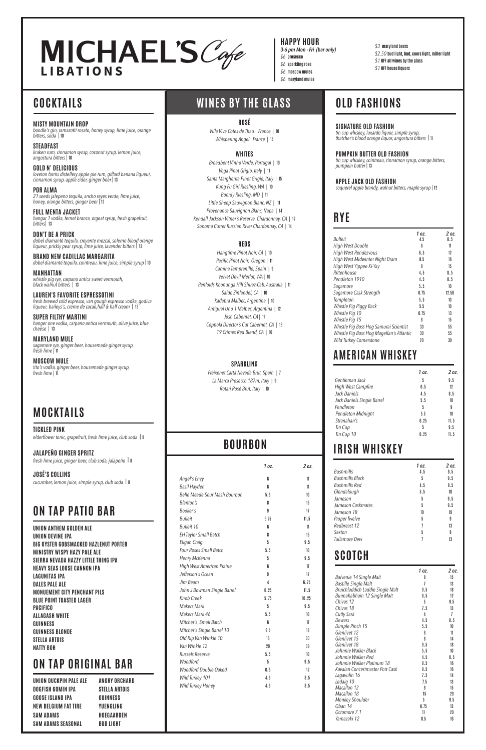# MICHAEL'S *Cafe* LIBATIONS

## HAPPY HOUR

*3-6 pm Mon - Fri (bar only)*

*$6* prosecco
*$6* sparkling rose
*$6* moscow mules
*$6* maryland mules

*$3* maryland beers
*$2.50* bud light, bud, coors light, miller light
*$1* OFF all wines by the glass
*$1* OFF house liquors

## COCKTAILS

**MISTY MOUNTAIN DROP**
*boodle's gin, ramazotti rosato, honey syrup, lime juice, orange bitters, soda* | 10

**STEADFAST**
*kraken rum, cinnamon syrup, coconut syrup, lemon juice, angostura bitters* | 10

**GOLD N' DELICIOUS**
*loveton farms distellery apple pie rum, giffard banana liqueur, cinnamon syrup, apple cider, ginger beer* | 13

**POR ALMA**
*21 seeds jalepeno tequila, ancho reyes verde, lime juice, honey, orange bitters, ginger beer* | 12

**FULL MENTA JACKET**
*hangar 1 vodka, fernet branca, orgeat syrup, fresh grapefruit, bitters* | 13

**DON'T BE A PRICK**
*dobel diamanté tequila, creyente mezcal, solerno blood orange liqueur, prickly pear syrup, lime juice, lavender bitters* | 13

**BRAND NEW CADILLAC MARGARITA**
*dobel diamanté tequila, cointreau, lime juice, simple syrup* | 10

**MANHATTAN**
*whistle pig rye, carpano antica sweet vermouth, black walnut bitters* | 13

**LAUREN'S FAVORITE ESPRESSOTINI**
*fresh brewed cold espresso, van gough espresso vodka, godiva liqueur, baileys's, creme de cacao,half & half cream* | 13

**SUPER FILTHY MARTINI**
*hanger one vodka, carpano antica vermouth, olive juice, blue cheese* | 13

**MARYLAND MULE**
*sagamore rye, ginger beer, housemade ginger syrup, fresh lime* | 11

**MOSCOW MULE**
*tito's vodka, ginger beer, housemade ginger syrup, fresh lime* | 11

## MOCKTAILS

**TICKLED PINK**
*elderflower tonic, grapefruit, fresh lime juice, club soda* | 8

**JALAPEÑO GINGER SPRITZ**
*fresh lime juice, ginger beer, club soda, jalapeño* | 8

**JOSÉ'S COLLINS**
*cucumber, lemon juice, simple syrup, club soda* | 8

## ON TAP PATIO BAR

UNION ANTHEM GOLDEN ALE
UNION DEVINE IPA
BIG OYSTER GOBSMACKED HAZLENUT PORTER
MINISTRY WISPY HAZY PALE ALE
SIERRA NEVADA HAZZY LITTLE THING IPA
HEAVY SEAS LOOSE CANNON IPA
LAGUNITAS IPA
DALES PALE ALE
MONUEMENT CITY PENCHANT PILS
BLUE POINT TOASTED LAGER
PACIFICO
ALLAGASH WHITE
GUINNESS
GUINNESS BLONDE
STELLA ARTOIS
NATTY BOH

## ON TAP ORIGINAL BAR

UNION DUCKPIN PALE ALE
DOGFISH 60MIN IPA
GOOSE ISLAND IPA
NEW BELGIUM FAT TIRE
SAM ADAMS
SAM ADAMS SEASONAL
ANGRY ORCHARD
STELLA ARTOIS
GUINNESS
YUENGLING
HOEGAARDEN
BUD LIGHT

## WINES BY THE GLASS

### ROSÉ

*Villa Viva Cotes de Thau France* | 10
*Whispering Angel France* | 15

### WHITES

*Broadbent Vinho Verde, Portugal* | 10
*Voga Pinot Grigio, Italy* | 11
*Santa Margherita Pinot Grigio, Italy* | 15
*Kung Fu Girl Riesling, WA* | 10
*Boordy Riesling, MD* | 11
*Little Sheep Sauvignon Blanc, NZ* | 11
*Provenance Sauvignon Blanc, Napa* | 14
*Kendall Jackson Vitner's Reserve Chardonnay, CA* | 12
*Sonoma Cutrer Russian River Chardonnay, CA* | 14

### REDS

*Hangtime Pinot Noir, CA* | 10
*Pacific Pinot Noir, Oregon* | 11
*Camina Tempranillo, Spain* | 9
*Velvet Devil Merlot, WA* | 10
*Penfolds Koonunga Hill Shiraz-Cab, Australia* | 11
*Saldo Zinfandel, CA* | 16
*Kadabra Malbec, Argentina* | 10
*Antigual Uno 1 Malbec, Argentina* | 12
*Josh Cabernet, CA* | 11
*Coppola Director's Cut Cabernet, CA* | 13
*19 Crimes Red Blend, CA* | 10

### SPARKLING

*Freixenet Carta Nevada Brut, Spain* | 7
*La Marca Prosecco 187m, Italy* | 9
*Rotari Rosé Brut, Italy* | 10

## BOURBON

| | 1 oz. | 2 oz. |
|---|---|---|
| Angel's Envy | 6 | 11 |
| Basil Hayden | 6 | 11 |
| Belle Meade Sour Mash Bourbon | 5.5 | 10 |
| Blanton's | 8 | 15 |
| Booker's | 9 | 17 |
| Bulleit | 6.25 | 11.5 |
| Bulleit 10 | 6 | 11 |
| EH Taylor Small Batch | 8 | 15 |
| Eligah Craig | 5 | 9.5 |
| Four Roses Small Batch | 5.5 | 10 |
| Henry McKenna | 5 | 9.5 |
| High West American Prairie | 6 | 11 |
| Jefferson's Ocean | 9 | 17 |
| Jim Beam | 4 | 6.25 |
| John J Bowman Single Barrel | 6.25 | 11.5 |
| Knob Creek | 5.75 | 10.25 |
| Makers Mark | 5 | 9.5 |
| Makers Mark 46 | 5.5 | 10 |
| Mitcher's Small Batch | 6 | 11 |
| Mitcher's Single Barrel 10 | 9.5 | 18 |
| Old Rip Van Winkle 10 | 16 | 30 |
| Van Winkle 12 | 20 | 38 |
| Russels Reserve | 5.5 | 10 |
| Woodford | 5 | 9.5 |
| Woodford Double Oaked | 6.5 | 12 |
| Wild Turkey 101 | 4.5 | 8.5 |
| Wild Turkey Honey | 4.5 | 8.5 |

## OLD FASHIONS

**SIGNATURE OLD FASHION**
*tin cup whiskey, luxardo liquor, simple syrup, thatcher's blood orange liquor, angostura bitters* | 11

**PUMPKIN BUTTER OLD FASHION**
*tin cup whiskey, cointreau, cinnamon syrup, orange bitters, pumpkin butter* | 13

**APPLE JACK OLD FASHION**
*coquerel apple brandy, walnut bitters, maple syrup* | 12

## RYE

| | 1 oz. | 2 oz. |
|---|---|---|
| Bulleit | 4.5 | 8.5 |
| High West Double | 6 | 11 |
| High West Rendezvous | 6.5 | 12 |
| High West Midwinter Night Dram | 8.5 | 16 |
| High West Yippee Ki-Yay | 8 | 15 |
| Rittenhouse | 4.5 | 8.5 |
| Pendleton 1910 | 4.5 | 8.5 |
| Sagamore | 5.5 | 10 |
| Sagamore Cask Strength | 6.75 | 12.50 |
| Templeton | 5.5 | 10 |
| Whistle Pig Piggy Back | 5.5 | 10 |
| Whistle Pig 10 | 6.75 | 13 |
| Whistle Pig 15 | 8 | 15 |
| Whistle Pig Boss Hog Samurai Scientist | 30 | 55 |
| Whistle Pig Boss Hog Magellan's Atlantic | 30 | 55 |
| Wild Turkey Cornerstone | 20 | 39 |

## AMERICAN WHISKEY

| | 1 oz. | 2 oz. |
|---|---|---|
| Gentleman Jack | 5 | 9.5 |
| High West Campfire | 6.5 | 12 |
| Jack Daniels | 4.5 | 8.5 |
| Jack Daniels Single Barrel | 5.5 | 10 |
| Pendleton | 5 | 9 |
| Pendleton Midnight | 5.5 | 10 |
| Stranahan's | 6.25 | 11.5 |
| Tin Cup | 5 | 9.5 |
| Tin Cup 10 | 6.25 | 11.5 |

## IRISH WHISKEY

| | 1 oz. | 2 oz. |
|---|---|---|
| Bushmills | 4.5 | 8.5 |
| Bushmills Black | 5 | 9.5 |
| Bushmills Red | 4.5 | 8.5 |
| Glendalough | 5.5 | 10 |
| Jameson | 5 | 9.5 |
| Jameson Caskmates | 5 | 9.5 |
| Jameson 18 | 10 | 19 |
| Proper Twelve | 5 | 9 |
| Redbreast 12 | 7 | 13 |
| Sexton | 5 | 9 |
| Tullamore Dew | 7 | 13 |

## SCOTCH

| | 1 oz. | 2 oz. |
|---|---|---|
| Balvenie 14 Single Malt | 8 | 15 |
| Bastille Single Malt | 7 | 13 |
| Bruichladdich Laddie Single Malt | 9.5 | 18 |
| Bunnahabhain 12 Single Malt | 6.5 | 12 |
| Chivas 12 | 5 | 9.5 |
| Chivas 18 | 7.5 | 13 |
| Cutty Sark | 4 | 7 |
| Dewars | 4.5 | 8.5 |
| Dimple Pinch 15 | 5.5 | 10 |
| Glenlivet 12 | 6 | 11 |
| Glenlivet 15 | 8 | 14 |
| Glenlivet 18 | 9.5 | 18 |
| Johnnie Walker Black | 5.5 | 10 |
| Johnnie Walker Red | 4.5 | 8.5 |
| Johnnie Walker Platinum 18 | 8.5 | 16 |
| Kavalan Concertmaster Port Cask | 8.5 | 16 |
| Lagavulin 16 | 7.5 | 14 |
| Ledaig 10 | 7.5 | 13 |
| Macallan 12 | 8 | 15 |
| Macallan 18 | 15 | 29 |
| Monkey Shoulder | 5 | 9.5 |
| Oban 14 | 6.75 | 13 |
| Octomore 7.1 | 11 | 20 |
| Yamazaki 12 | 8.5 | 16 |